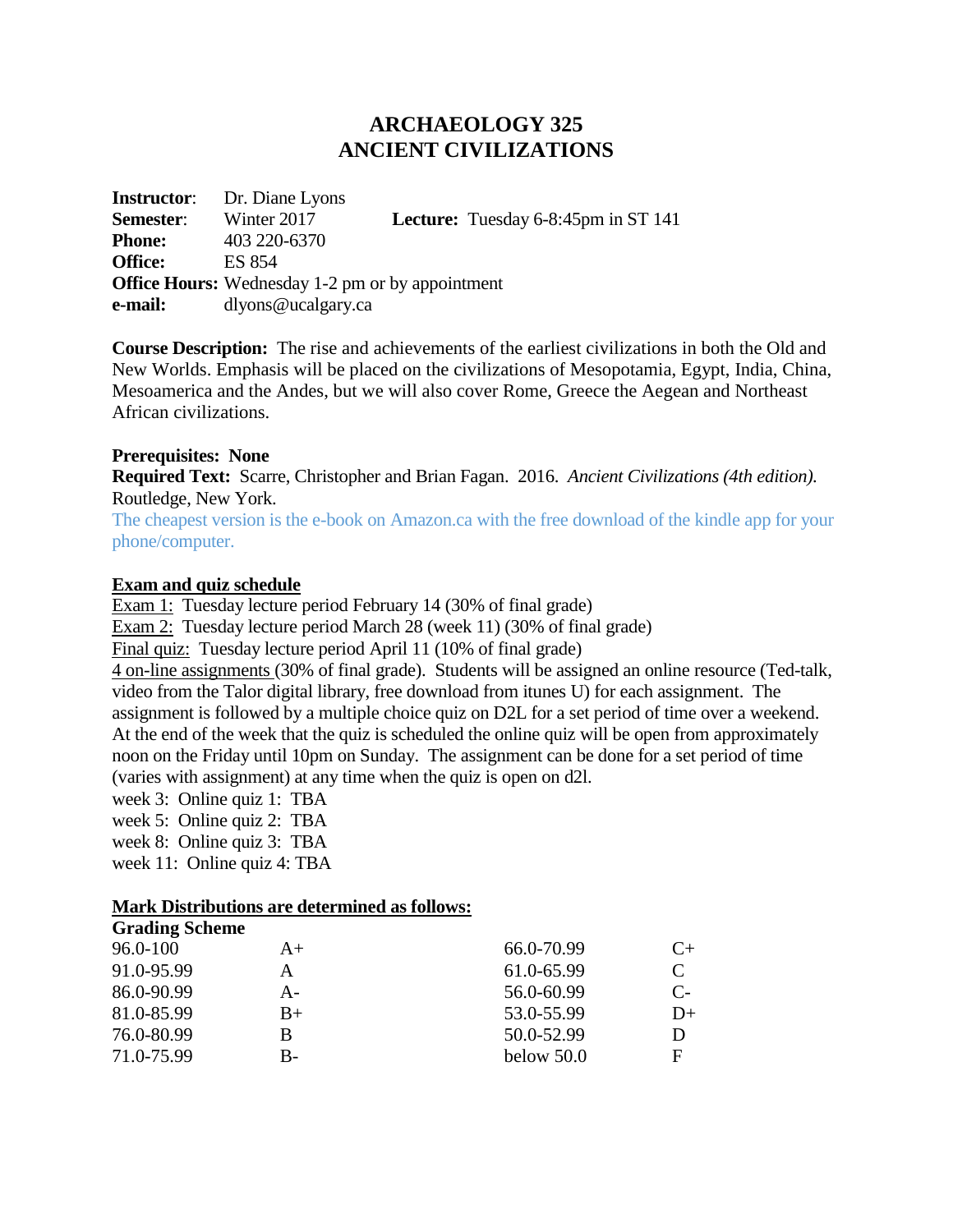# ARCHAEOLOGY 325
# ANCIENT CIVILIZATIONS

**Instructor**: Dr. Diane Lyons
**Semester**: Winter 2017 **Lecture:** Tuesday 6-8:45pm in ST 141
**Phone:** 403 220-6370
**Office:** ES 854
**Office Hours:** Wednesday 1-2 pm or by appointment
**e-mail:** dlyons@ucalgary.ca

**Course Description:** The rise and achievements of the earliest civilizations in both the Old and New Worlds. Emphasis will be placed on the civilizations of Mesopotamia, Egypt, India, China, Mesoamerica and the Andes, but we will also cover Rome, Greece the Aegean and Northeast African civilizations.

**Prerequisites: None**
**Required Text:** Scarre, Christopher and Brian Fagan. 2016. *Ancient Civilizations (4th edition).* Routledge, New York.
The cheapest version is the e-book on Amazon.ca with the free download of the kindle app for your phone/computer.

**Exam and quiz schedule**

Exam 1: Tuesday lecture period February 14 (30% of final grade)
Exam 2: Tuesday lecture period March 28 (week 11) (30% of final grade)
Final quiz: Tuesday lecture period April 11 (10% of final grade)
4 on-line assignments (30% of final grade). Students will be assigned an online resource (Ted-talk, video from the Talor digital library, free download from itunes U) for each assignment. The assignment is followed by a multiple choice quiz on D2L for a set period of time over a weekend. At the end of the week that the quiz is scheduled the online quiz will be open from approximately noon on the Friday until 10pm on Sunday. The assignment can be done for a set period of time (varies with assignment) at any time when the quiz is open on d2l.
week 3: Online quiz 1: TBA
week 5: Online quiz 2: TBA
week 8: Online quiz 3: TBA
week 11: Online quiz 4: TBA

**Mark Distributions are determined as follows:**

**Grading Scheme**

| | | | |
|---|---|---|---|
| 96.0-100 | A+ | 66.0-70.99 | C+ |
| 91.0-95.99 | A | 61.0-65.99 | C |
| 86.0-90.99 | A- | 56.0-60.99 | C- |
| 81.0-85.99 | B+ | 53.0-55.99 | D+ |
| 76.0-80.99 | B | 50.0-52.99 | D |
| 71.0-75.99 | B- | below 50.0 | F |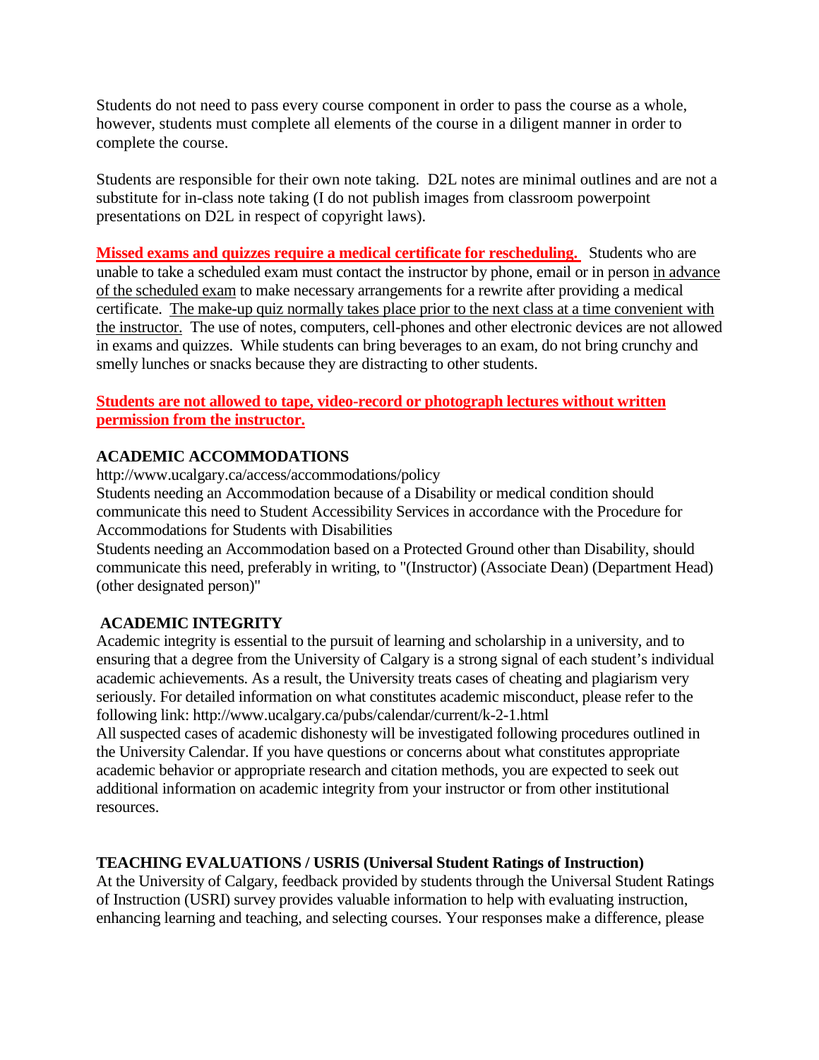Students do not need to pass every course component in order to pass the course as a whole, however, students must complete all elements of the course in a diligent manner in order to complete the course.

Students are responsible for their own note taking. D2L notes are minimal outlines and are not a substitute for in-class note taking (I do not publish images from classroom powerpoint presentations on D2L in respect of copyright laws).

**Missed exams and quizzes require a medical certificate for rescheduling.** Students who are unable to take a scheduled exam must contact the instructor by phone, email or in person in advance of the scheduled exam to make necessary arrangements for a rewrite after providing a medical certificate. The make-up quiz normally takes place prior to the next class at a time convenient with the instructor. The use of notes, computers, cell-phones and other electronic devices are not allowed in exams and quizzes. While students can bring beverages to an exam, do not bring crunchy and smelly lunches or snacks because they are distracting to other students.

**Students are not allowed to tape, video-record or photograph lectures without written permission from the instructor.**

### ACADEMIC ACCOMMODATIONS

http://www.ucalgary.ca/access/accommodations/policy

Students needing an Accommodation because of a Disability or medical condition should communicate this need to Student Accessibility Services in accordance with the Procedure for Accommodations for Students with Disabilities

Students needing an Accommodation based on a Protected Ground other than Disability, should communicate this need, preferably in writing, to "(Instructor) (Associate Dean) (Department Head) (other designated person)"

### ACADEMIC INTEGRITY

Academic integrity is essential to the pursuit of learning and scholarship in a university, and to ensuring that a degree from the University of Calgary is a strong signal of each student's individual academic achievements. As a result, the University treats cases of cheating and plagiarism very seriously. For detailed information on what constitutes academic misconduct, please refer to the following link: http://www.ucalgary.ca/pubs/calendar/current/k-2-1.html

All suspected cases of academic dishonesty will be investigated following procedures outlined in the University Calendar. If you have questions or concerns about what constitutes appropriate academic behavior or appropriate research and citation methods, you are expected to seek out additional information on academic integrity from your instructor or from other institutional resources.

### TEACHING EVALUATIONS / USRIS (Universal Student Ratings of Instruction)

At the University of Calgary, feedback provided by students through the Universal Student Ratings of Instruction (USRI) survey provides valuable information to help with evaluating instruction, enhancing learning and teaching, and selecting courses. Your responses make a difference, please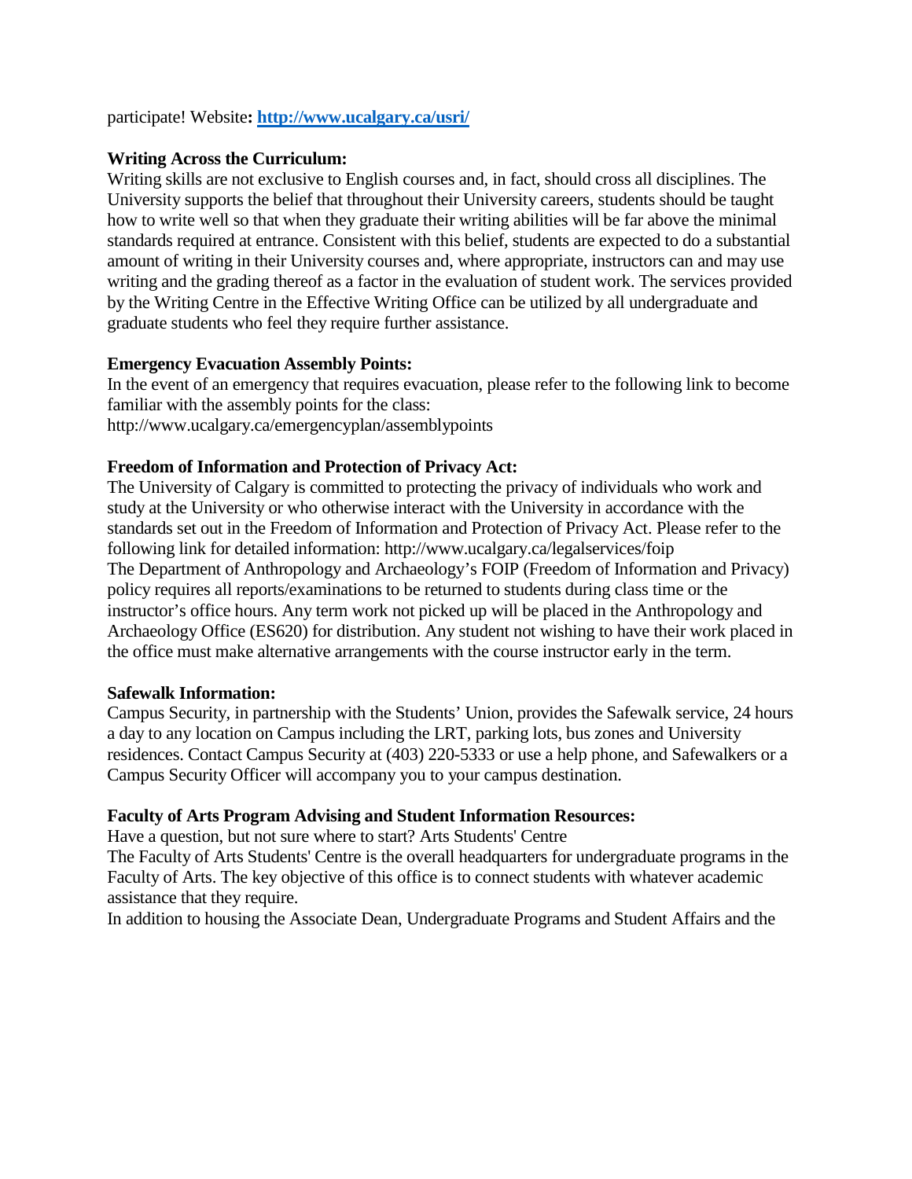participate! Website**: [http://www.ucalgary.ca/usri/](http://www.ucalgary.ca/usri/)**

**Writing Across the Curriculum:**
Writing skills are not exclusive to English courses and, in fact, should cross all disciplines. The University supports the belief that throughout their University careers, students should be taught how to write well so that when they graduate their writing abilities will be far above the minimal standards required at entrance. Consistent with this belief, students are expected to do a substantial amount of writing in their University courses and, where appropriate, instructors can and may use writing and the grading thereof as a factor in the evaluation of student work. The services provided by the Writing Centre in the Effective Writing Office can be utilized by all undergraduate and graduate students who feel they require further assistance.

**Emergency Evacuation Assembly Points:**
In the event of an emergency that requires evacuation, please refer to the following link to become familiar with the assembly points for the class:
http://www.ucalgary.ca/emergencyplan/assemblypoints

**Freedom of Information and Protection of Privacy Act:**
The University of Calgary is committed to protecting the privacy of individuals who work and study at the University or who otherwise interact with the University in accordance with the standards set out in the Freedom of Information and Protection of Privacy Act. Please refer to the following link for detailed information: http://www.ucalgary.ca/legalservices/foip
The Department of Anthropology and Archaeology's FOIP (Freedom of Information and Privacy) policy requires all reports/examinations to be returned to students during class time or the instructor's office hours. Any term work not picked up will be placed in the Anthropology and Archaeology Office (ES620) for distribution. Any student not wishing to have their work placed in the office must make alternative arrangements with the course instructor early in the term.

**Safewalk Information:**
Campus Security, in partnership with the Students' Union, provides the Safewalk service, 24 hours a day to any location on Campus including the LRT, parking lots, bus zones and University residences. Contact Campus Security at (403) 220-5333 or use a help phone, and Safewalkers or a Campus Security Officer will accompany you to your campus destination.

**Faculty of Arts Program Advising and Student Information Resources:**
Have a question, but not sure where to start? Arts Students' Centre
The Faculty of Arts Students' Centre is the overall headquarters for undergraduate programs in the Faculty of Arts. The key objective of this office is to connect students with whatever academic assistance that they require.
In addition to housing the Associate Dean, Undergraduate Programs and Student Affairs and the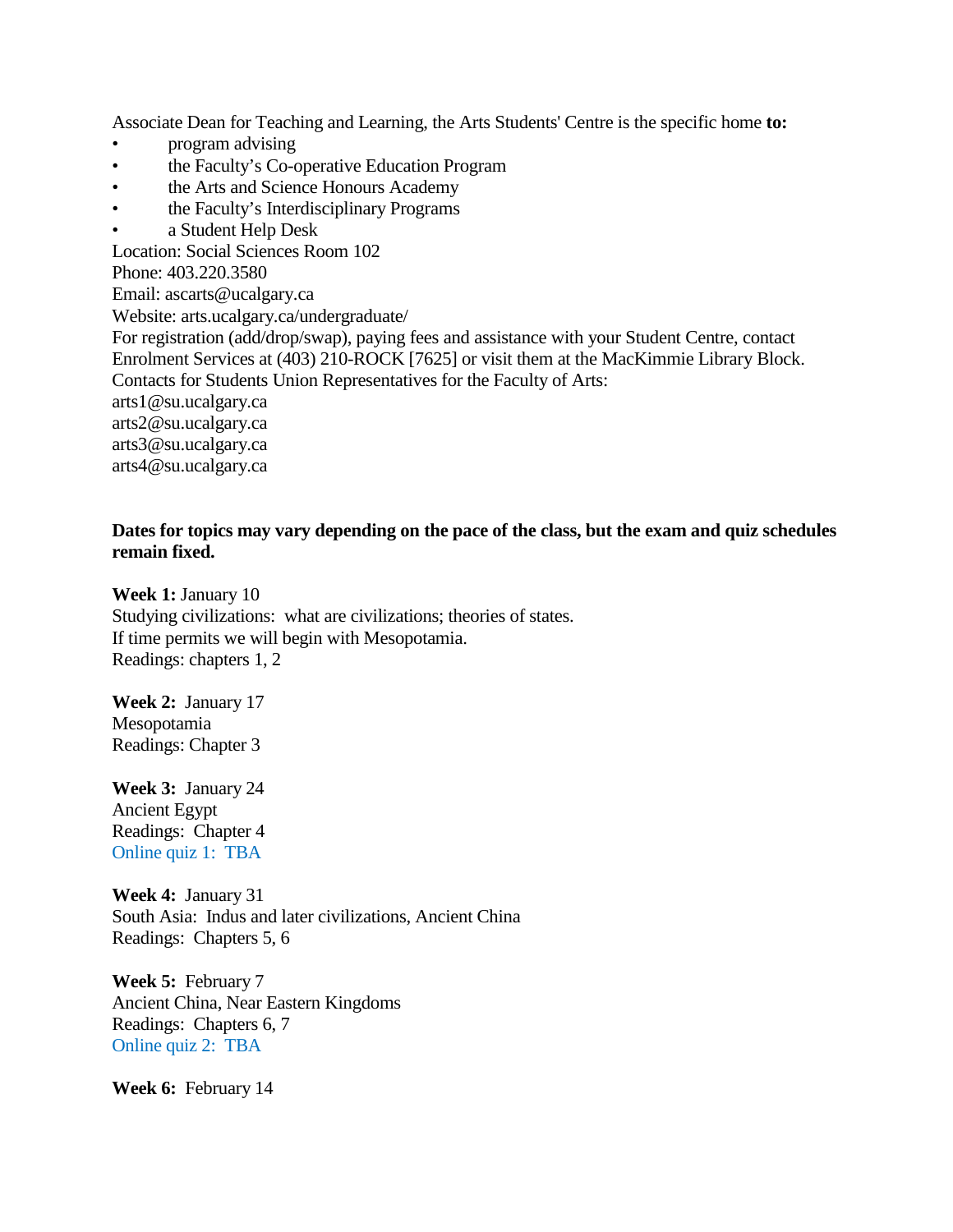Associate Dean for Teaching and Learning, the Arts Students' Centre is the specific home **to:**

- program advising
- the Faculty's Co-operative Education Program
- the Arts and Science Honours Academy
- the Faculty's Interdisciplinary Programs
- a Student Help Desk

Location: Social Sciences Room 102
Phone: 403.220.3580
Email: ascarts@ucalgary.ca
Website: arts.ucalgary.ca/undergraduate/
For registration (add/drop/swap), paying fees and assistance with your Student Centre, contact Enrolment Services at (403) 210-ROCK [7625] or visit them at the MacKimmie Library Block.
Contacts for Students Union Representatives for the Faculty of Arts:
arts1@su.ucalgary.ca
arts2@su.ucalgary.ca
arts3@su.ucalgary.ca
arts4@su.ucalgary.ca

**Dates for topics may vary depending on the pace of the class, but the exam and quiz schedules remain fixed.**

**Week 1:** January 10
Studying civilizations: what are civilizations; theories of states.
If time permits we will begin with Mesopotamia.
Readings: chapters 1, 2

**Week 2:** January 17
Mesopotamia
Readings: Chapter 3

**Week 3:** January 24
Ancient Egypt
Readings: Chapter 4
Online quiz 1: TBA

**Week 4:** January 31
South Asia: Indus and later civilizations, Ancient China
Readings: Chapters 5, 6

**Week 5:** February 7
Ancient China, Near Eastern Kingdoms
Readings: Chapters 6, 7
Online quiz 2: TBA

**Week 6:** February 14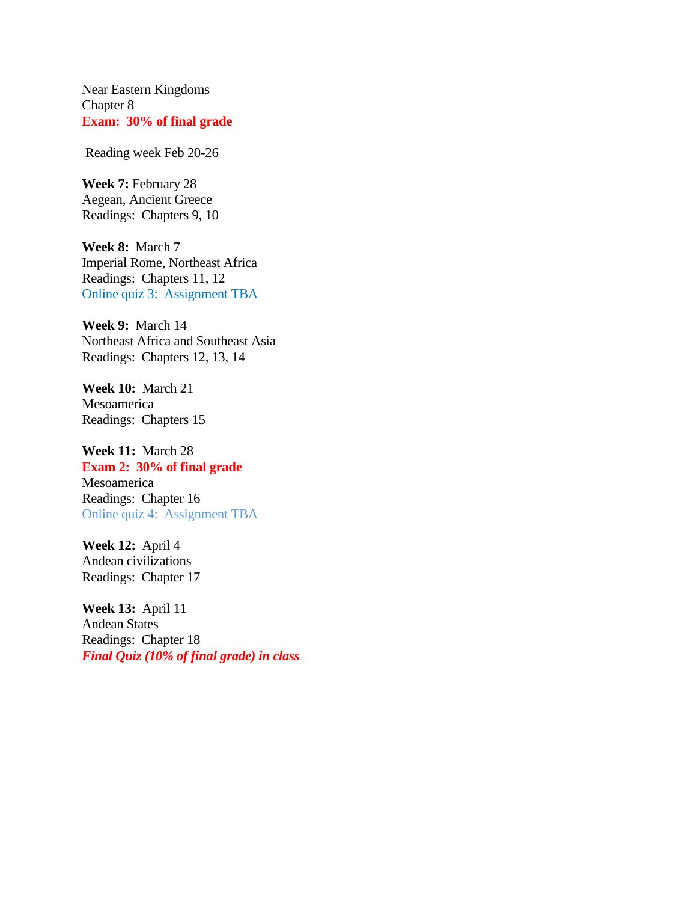Near Eastern Kingdoms
Chapter 8
**Exam: 30% of final grade**

Reading week Feb 20-26

**Week 7:** February 28
Aegean, Ancient Greece
Readings: Chapters 9, 10

**Week 8:** March 7
Imperial Rome, Northeast Africa
Readings: Chapters 11, 12
Online quiz 3: Assignment TBA

**Week 9:** March 14
Northeast Africa and Southeast Asia
Readings: Chapters 12, 13, 14

**Week 10:** March 21
Mesoamerica
Readings: Chapters 15

**Week 11:** March 28
**Exam 2: 30% of final grade**
Mesoamerica
Readings: Chapter 16
Online quiz 4: Assignment TBA

**Week 12:** April 4
Andean civilizations
Readings: Chapter 17

**Week 13:** April 11
Andean States
Readings: Chapter 18
***Final Quiz (10% of final grade) in class***